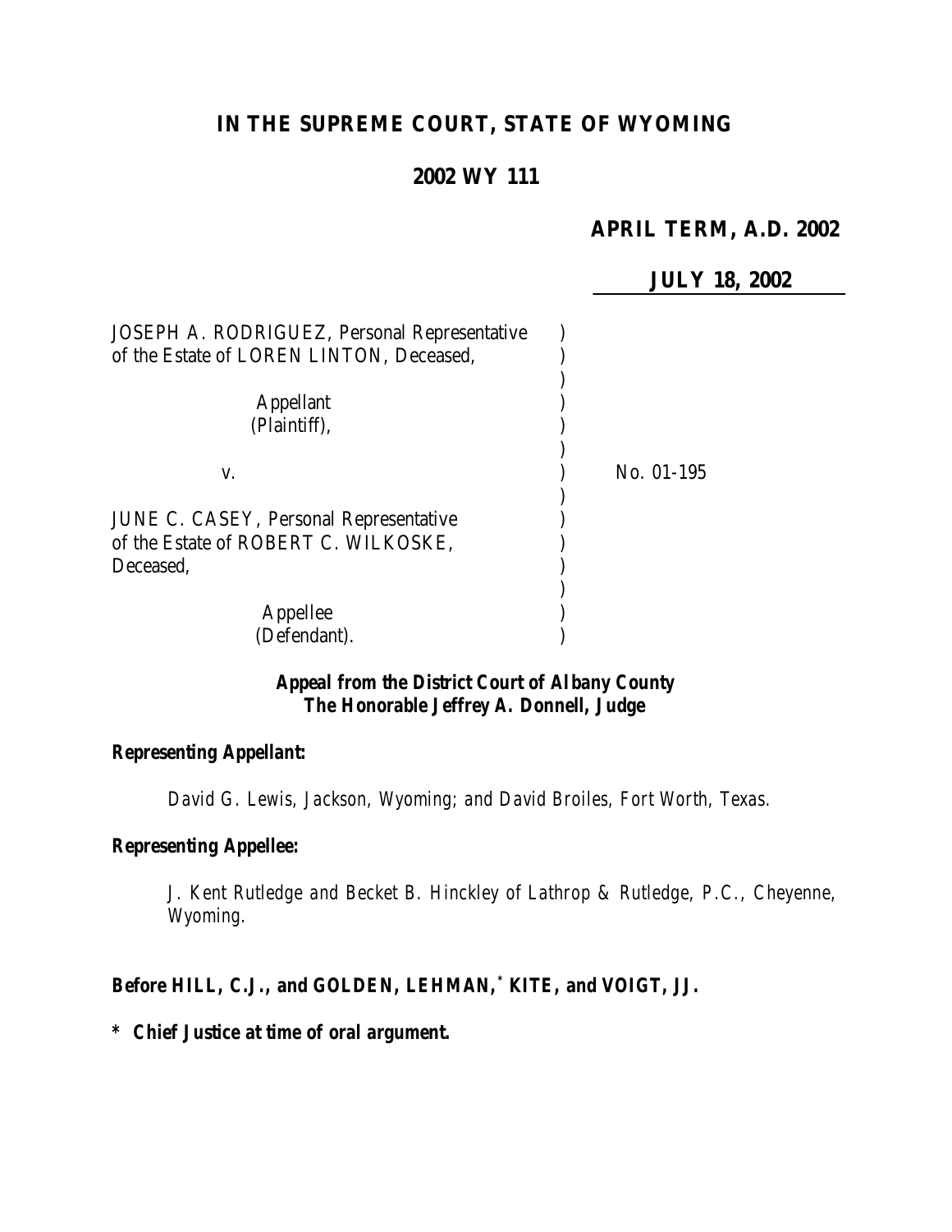# IN THE SUPREME COURT, STATE OF WYOMING

## 2002 WY 111

**APRIL TERM, A.D. 2002**

**JULY 18, 2002**

JOSEPH A. RODRIGUEZ, Personal Representative of the Estate of LOREN LINTON, Deceased,

Appellant (Plaintiff),

v. No. 01-195

JUNE C. CASEY, Personal Representative of the Estate of ROBERT C. WILKOSKE, Deceased,

Appellee (Defendant).

***Appeal from the District Court of Albany County***
***The Honorable Jeffrey A. Donnell, Judge***

***Representing Appellant:***

*David G. Lewis, Jackson, Wyoming; and David Broiles, Fort Worth, Texas.*

***Representing Appellee:***

*J. Kent Rutledge and Becket B. Hinckley of Lathrop & Rutledge, P.C., Cheyenne, Wyoming.*

***Before HILL, C.J., and GOLDEN, LEHMAN,[\*] KITE, and VOIGT, JJ.***

***\* Chief Justice at time of oral argument.***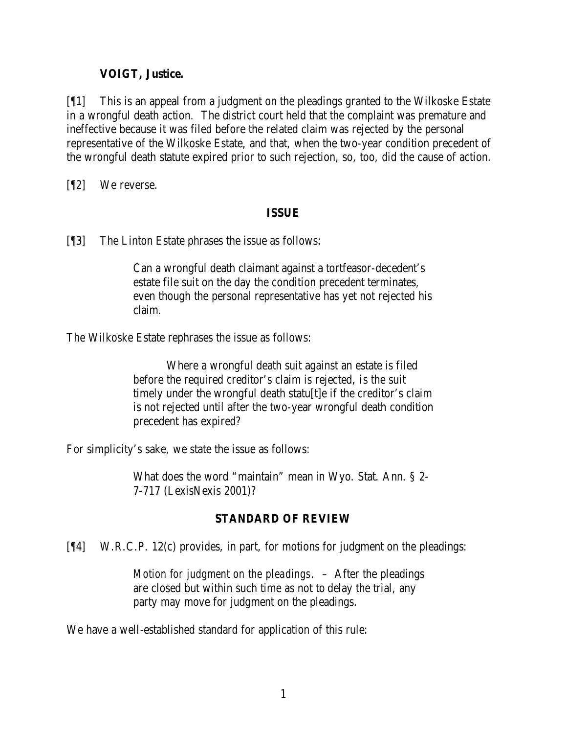**VOIGT, Justice.**

[¶1] This is an appeal from a judgment on the pleadings granted to the Wilkoske Estate in a wrongful death action. The district court held that the complaint was premature and ineffective because it was filed before the related claim was rejected by the personal representative of the Wilkoske Estate, and that, when the two-year condition precedent of the wrongful death statute expired prior to such rejection, so, too, did the cause of action.

[¶2] We reverse.

## ISSUE

[¶3] The Linton Estate phrases the issue as follows:

> Can a wrongful death claimant against a tortfeasor-decedent's estate file suit on the day the condition precedent terminates, even though the personal representative has yet not rejected his claim.

The Wilkoske Estate rephrases the issue as follows:

> Where a wrongful death suit against an estate is filed before the required creditor's claim is rejected, is the suit timely under the wrongful death statu[t]e if the creditor's claim is not rejected until after the two-year wrongful death condition precedent has expired?

For simplicity's sake, we state the issue as follows:

> What does the word "maintain" mean in Wyo. Stat. Ann. § 2-7-717 (LexisNexis 2001)?

## STANDARD OF REVIEW

[¶4] W.R.C.P. 12(c) provides, in part, for motions for judgment on the pleadings:

> *Motion for judgment on the pleadings*. – After the pleadings are closed but within such time as not to delay the trial, any party may move for judgment on the pleadings.

We have a well-established standard for application of this rule: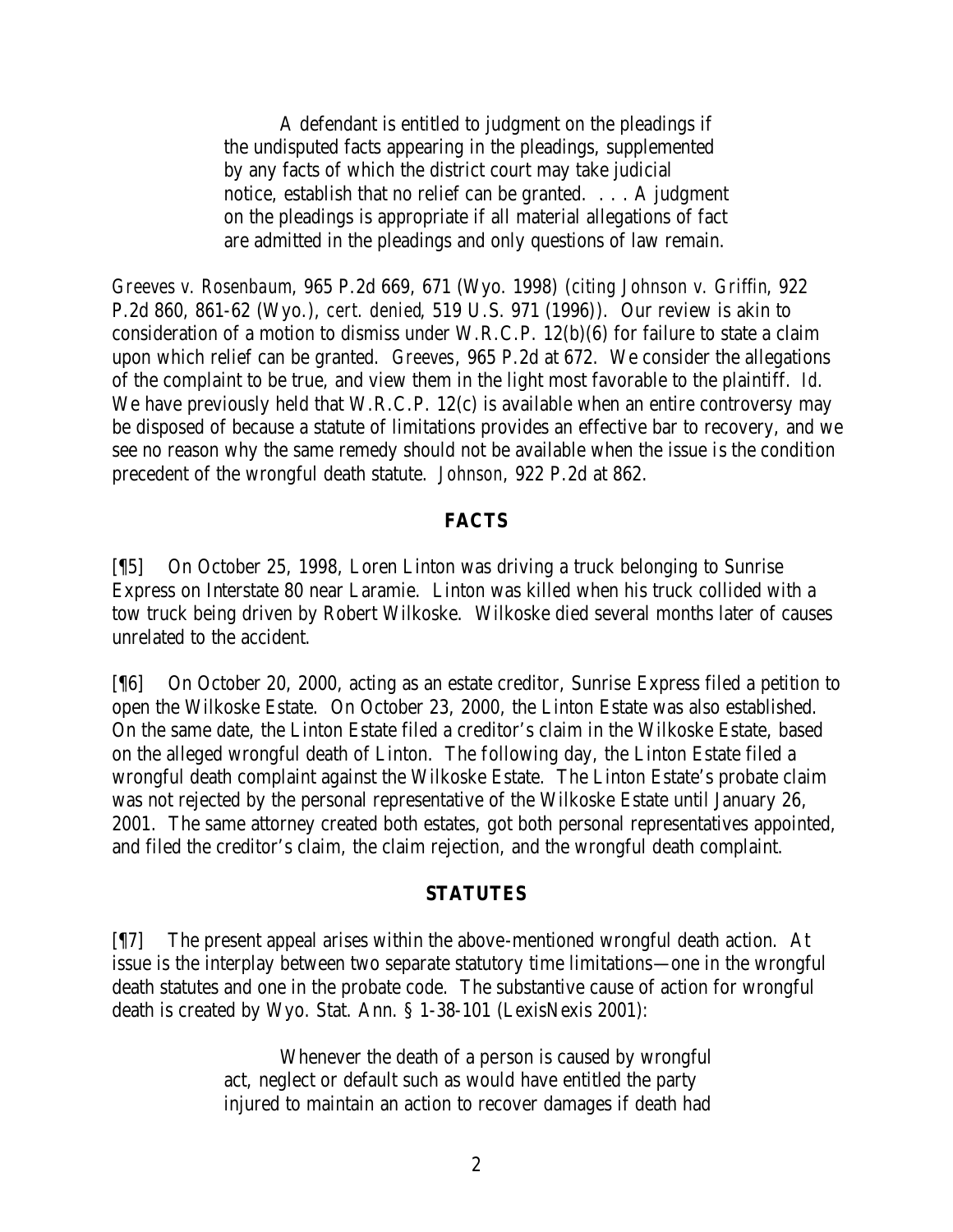> A defendant is entitled to judgment on the pleadings if the undisputed facts appearing in the pleadings, supplemented by any facts of which the district court may take judicial notice, establish that no relief can be granted. . . . A judgment on the pleadings is appropriate if all material allegations of fact are admitted in the pleadings and only questions of law remain.

*Greeves v. Rosenbaum*, 965 P.2d 669, 671 (Wyo. 1998) (*citing Johnson v. Griffin*, 922 P.2d 860, 861-62 (Wyo.), *cert. denied*, 519 U.S. 971 (1996)). Our review is akin to consideration of a motion to dismiss under W.R.C.P. 12(b)(6) for failure to state a claim upon which relief can be granted. *Greeves*, 965 P.2d at 672. We consider the allegations of the complaint to be true, and view them in the light most favorable to the plaintiff. *Id.* We have previously held that W.R.C.P. 12(c) is available when an entire controversy may be disposed of because a statute of limitations provides an effective bar to recovery, and we see no reason why the same remedy should not be available when the issue is the condition precedent of the wrongful death statute. *Johnson*, 922 P.2d at 862.

## FACTS

[¶5] On October 25, 1998, Loren Linton was driving a truck belonging to Sunrise Express on Interstate 80 near Laramie. Linton was killed when his truck collided with a tow truck being driven by Robert Wilkoske. Wilkoske died several months later of causes unrelated to the accident.

[¶6] On October 20, 2000, acting as an estate creditor, Sunrise Express filed a petition to open the Wilkoske Estate. On October 23, 2000, the Linton Estate was also established. On the same date, the Linton Estate filed a creditor's claim in the Wilkoske Estate, based on the alleged wrongful death of Linton. The following day, the Linton Estate filed a wrongful death complaint against the Wilkoske Estate. The Linton Estate's probate claim was not rejected by the personal representative of the Wilkoske Estate until January 26, 2001. The same attorney created both estates, got both personal representatives appointed, and filed the creditor's claim, the claim rejection, and the wrongful death complaint.

## STATUTES

[¶7] The present appeal arises within the above-mentioned wrongful death action. At issue is the interplay between two separate statutory time limitations—one in the wrongful death statutes and one in the probate code. The substantive cause of action for wrongful death is created by Wyo. Stat. Ann. § 1-38-101 (LexisNexis 2001):

> Whenever the death of a person is caused by wrongful act, neglect or default such as would have entitled the party injured to maintain an action to recover damages if death had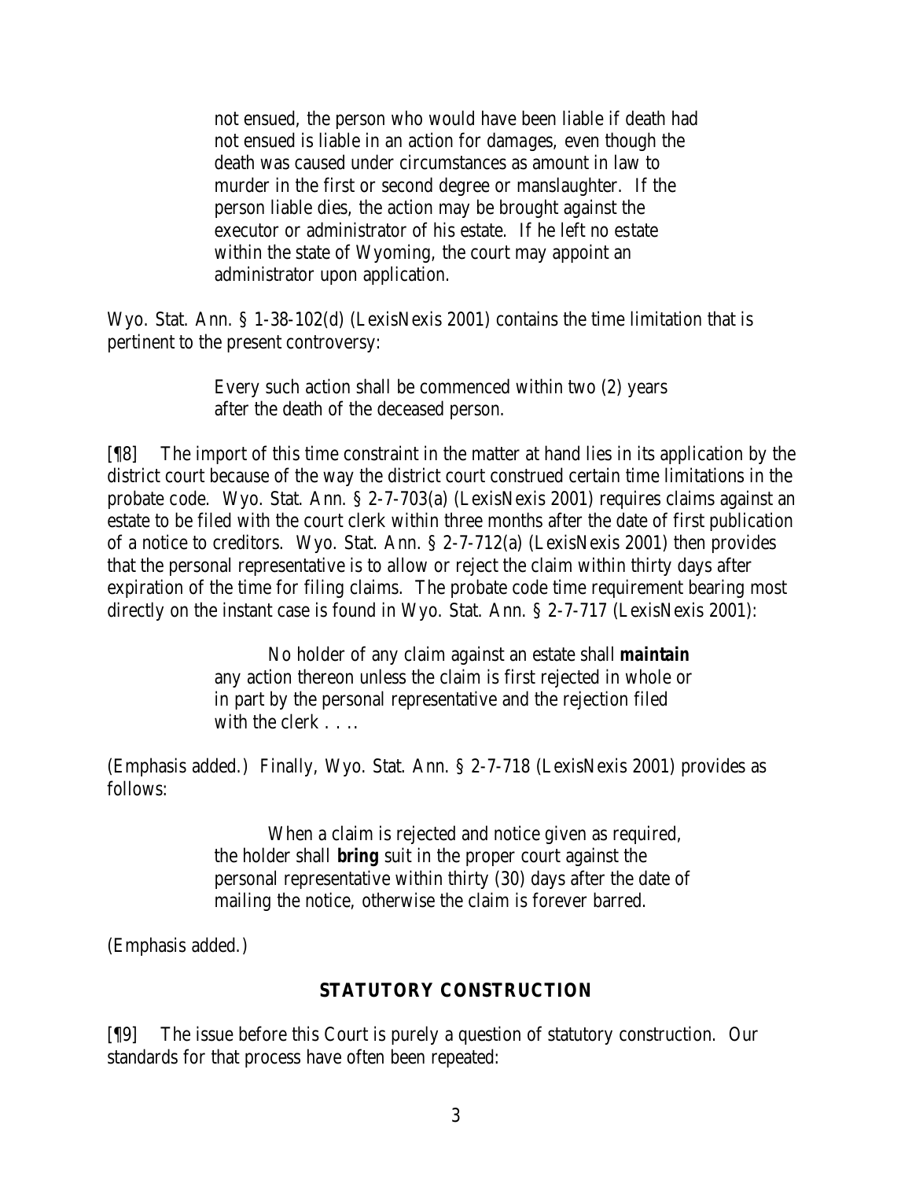> not ensued, the person who would have been liable if death had not ensued is liable in an action for damages, even though the death was caused under circumstances as amount in law to murder in the first or second degree or manslaughter. If the person liable dies, the action may be brought against the executor or administrator of his estate. If he left no estate within the state of Wyoming, the court may appoint an administrator upon application.

Wyo. Stat. Ann. § 1-38-102(d) (LexisNexis 2001) contains the time limitation that is pertinent to the present controversy:

> Every such action shall be commenced within two (2) years after the death of the deceased person.

[¶8] The import of this time constraint in the matter at hand lies in its application by the district court because of the way the district court construed certain time limitations in the probate code. Wyo. Stat. Ann. § 2-7-703(a) (LexisNexis 2001) requires claims against an estate to be filed with the court clerk within three months after the date of first publication of a notice to creditors. Wyo. Stat. Ann. § 2-7-712(a) (LexisNexis 2001) then provides that the personal representative is to allow or reject the claim within thirty days after expiration of the time for filing claims. The probate code time requirement bearing most directly on the instant case is found in Wyo. Stat. Ann. § 2-7-717 (LexisNexis 2001):

> No holder of any claim against an estate shall **maintain** any action thereon unless the claim is first rejected in whole or in part by the personal representative and the rejection filed with the clerk . . ..

(Emphasis added.) Finally, Wyo. Stat. Ann. § 2-7-718 (LexisNexis 2001) provides as follows:

> When a claim is rejected and notice given as required, the holder shall **bring** suit in the proper court against the personal representative within thirty (30) days after the date of mailing the notice, otherwise the claim is forever barred.

(Emphasis added.)

## STATUTORY CONSTRUCTION

[¶9] The issue before this Court is purely a question of statutory construction. Our standards for that process have often been repeated: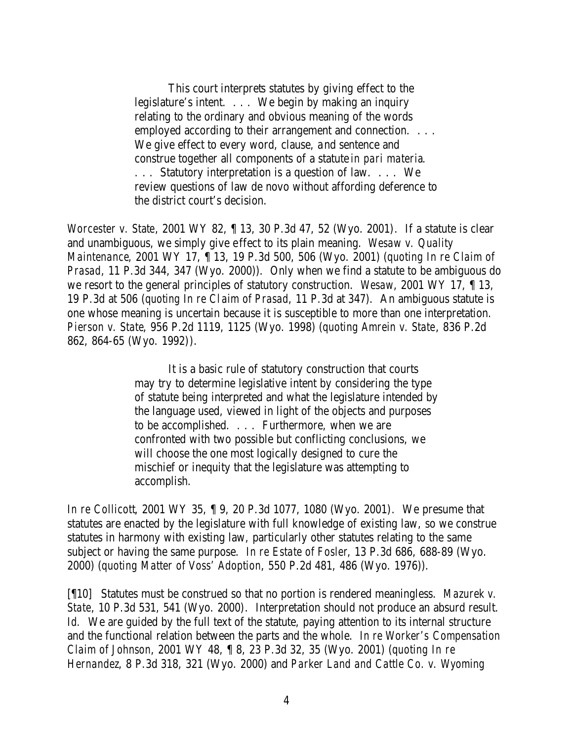> This court interprets statutes by giving effect to the legislature's intent. . . . We begin by making an inquiry relating to the ordinary and obvious meaning of the words employed according to their arrangement and connection. . . . We give effect to every word, clause, and sentence and construe together all components of a statute *in pari materia*. . . . Statutory interpretation is a question of law. . . . We review questions of law de novo without affording deference to the district court's decision.

*Worcester v. State*, 2001 WY 82, ¶ 13, 30 P.3d 47, 52 (Wyo. 2001). If a statute is clear and unambiguous, we simply give effect to its plain meaning. *Wesaw v. Quality Maintenance*, 2001 WY 17, ¶ 13, 19 P.3d 500, 506 (Wyo. 2001) (*quoting In re Claim of Prasad*, 11 P.3d 344, 347 (Wyo. 2000)). Only when we find a statute to be ambiguous do we resort to the general principles of statutory construction. *Wesaw*, 2001 WY 17, ¶ 13, 19 P.3d at 506 (*quoting In re Claim of Prasad*, 11 P.3d at 347). An ambiguous statute is one whose meaning is uncertain because it is susceptible to more than one interpretation. *Pierson v. State*, 956 P.2d 1119, 1125 (Wyo. 1998) (*quoting Amrein v. State*, 836 P.2d 862, 864-65 (Wyo. 1992)).

> It is a basic rule of statutory construction that courts may try to determine legislative intent by considering the type of statute being interpreted and what the legislature intended by the language used, viewed in light of the objects and purposes to be accomplished. . . . Furthermore, when we are confronted with two possible but conflicting conclusions, we will choose the one most logically designed to cure the mischief or inequity that the legislature was attempting to accomplish.

*In re Collicott*, 2001 WY 35, ¶ 9, 20 P.3d 1077, 1080 (Wyo. 2001). We presume that statutes are enacted by the legislature with full knowledge of existing law, so we construe statutes in harmony with existing law, particularly other statutes relating to the same subject or having the same purpose. *In re Estate of Fosler*, 13 P.3d 686, 688-89 (Wyo. 2000) (*quoting Matter of Voss' Adoption*, 550 P.2d 481, 486 (Wyo. 1976)).

[¶10] Statutes must be construed so that no portion is rendered meaningless. *Mazurek v. State*, 10 P.3d 531, 541 (Wyo. 2000). Interpretation should not produce an absurd result. *Id.* We are guided by the full text of the statute, paying attention to its internal structure and the functional relation between the parts and the whole. *In re Worker's Compensation Claim of Johnson*, 2001 WY 48, ¶ 8, 23 P.3d 32, 35 (Wyo. 2001) (*quoting In re Hernandez*, 8 P.3d 318, 321 (Wyo. 2000) and *Parker Land and Cattle Co. v. Wyoming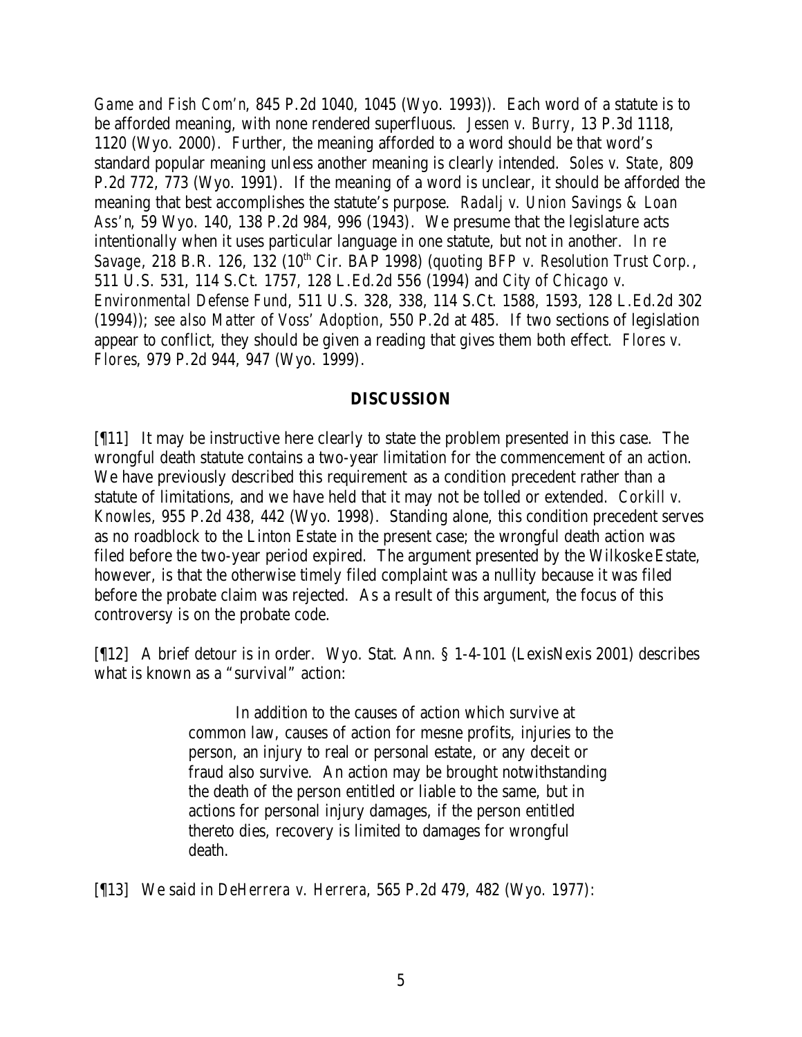*Game and Fish Com'n*, 845 P.2d 1040, 1045 (Wyo. 1993)). Each word of a statute is to be afforded meaning, with none rendered superfluous. *Jessen v. Burry*, 13 P.3d 1118, 1120 (Wyo. 2000). Further, the meaning afforded to a word should be that word's standard popular meaning unless another meaning is clearly intended. *Soles v. State*, 809 P.2d 772, 773 (Wyo. 1991). If the meaning of a word is unclear, it should be afforded the meaning that best accomplishes the statute's purpose. *Radalj v. Union Savings & Loan Ass'n*, 59 Wyo. 140, 138 P.2d 984, 996 (1943). We presume that the legislature acts intentionally when it uses particular language in one statute, but not in another. *In re Savage*, 218 B.R. 126, 132 (10th Cir. BAP 1998) (*quoting BFP v. Resolution Trust Corp.*, 511 U.S. 531, 114 S.Ct. 1757, 128 L.Ed.2d 556 (1994) and *City of Chicago v. Environmental Defense Fund*, 511 U.S. 328, 338, 114 S.Ct. 1588, 1593, 128 L.Ed.2d 302 (1994)); *see also Matter of Voss' Adoption*, 550 P.2d at 485. If two sections of legislation appear to conflict, they should be given a reading that gives them both effect. *Flores v. Flores*, 979 P.2d 944, 947 (Wyo. 1999).

## DISCUSSION

[¶11] It may be instructive here clearly to state the problem presented in this case. The wrongful death statute contains a two-year limitation for the commencement of an action. We have previously described this requirement as a condition precedent rather than a statute of limitations, and we have held that it may not be tolled or extended. *Corkill v. Knowles*, 955 P.2d 438, 442 (Wyo. 1998). Standing alone, this condition precedent serves as no roadblock to the Linton Estate in the present case; the wrongful death action was filed before the two-year period expired. The argument presented by the Wilkoske Estate, however, is that the otherwise timely filed complaint was a nullity because it was filed before the probate claim was rejected. As a result of this argument, the focus of this controversy is on the probate code.

[¶12] A brief detour is in order. Wyo. Stat. Ann. § 1-4-101 (LexisNexis 2001) describes what is known as a "survival" action:

> In addition to the causes of action which survive at common law, causes of action for mesne profits, injuries to the person, an injury to real or personal estate, or any deceit or fraud also survive. An action may be brought notwithstanding the death of the person entitled or liable to the same, but in actions for personal injury damages, if the person entitled thereto dies, recovery is limited to damages for wrongful death.

[¶13] We said in *DeHerrera v. Herrera*, 565 P.2d 479, 482 (Wyo. 1977):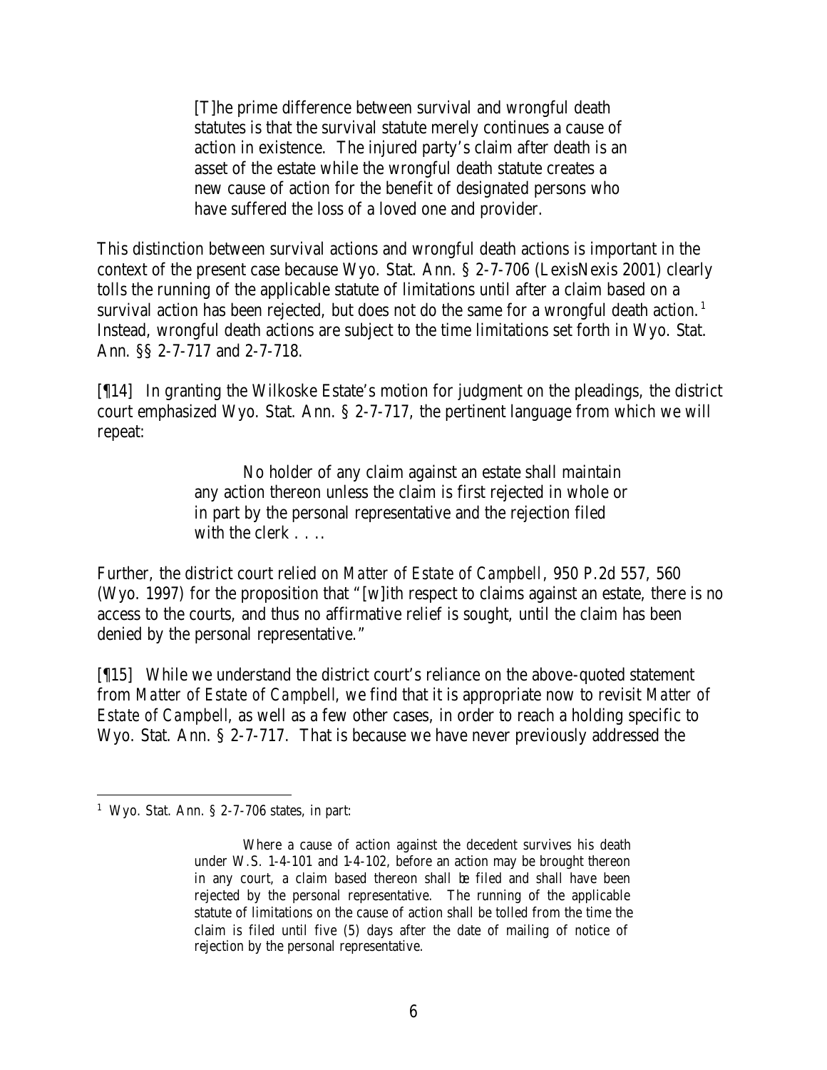> [T]he prime difference between survival and wrongful death statutes is that the survival statute merely continues a cause of action in existence. The injured party's claim after death is an asset of the estate while the wrongful death statute creates a new cause of action for the benefit of designated persons who have suffered the loss of a loved one and provider.

This distinction between survival actions and wrongful death actions is important in the context of the present case because Wyo. Stat. Ann. § 2-7-706 (LexisNexis 2001) clearly tolls the running of the applicable statute of limitations until after a claim based on a survival action has been rejected, but does not do the same for a wrongful death action.[1] Instead, wrongful death actions are subject to the time limitations set forth in Wyo. Stat. Ann. §§ 2-7-717 and 2-7-718.

[¶14] In granting the Wilkoske Estate's motion for judgment on the pleadings, the district court emphasized Wyo. Stat. Ann. § 2-7-717, the pertinent language from which we will repeat:

> No holder of any claim against an estate shall maintain any action thereon unless the claim is first rejected in whole or in part by the personal representative and the rejection filed with the clerk . . ..

Further, the district court relied on *Matter of Estate of Campbell*, 950 P.2d 557, 560 (Wyo. 1997) for the proposition that "[w]ith respect to claims against an estate, there is no access to the courts, and thus no affirmative relief is sought, until the claim has been denied by the personal representative."

[¶15] While we understand the district court's reliance on the above-quoted statement from *Matter of Estate of Campbell*, we find that it is appropriate now to revisit *Matter of Estate of Campbell*, as well as a few other cases, in order to reach a holding specific to Wyo. Stat. Ann. § 2-7-717. That is because we have never previously addressed the

---

[1] Wyo. Stat. Ann. § 2-7-706 states, in part:

> Where a cause of action against the decedent survives his death under W.S. 1-4-101 and 1-4-102, before an action may be brought thereon in any court, a claim based thereon shall be filed and shall have been rejected by the personal representative. The running of the applicable statute of limitations on the cause of action shall be tolled from the time the claim is filed until five (5) days after the date of mailing of notice of rejection by the personal representative.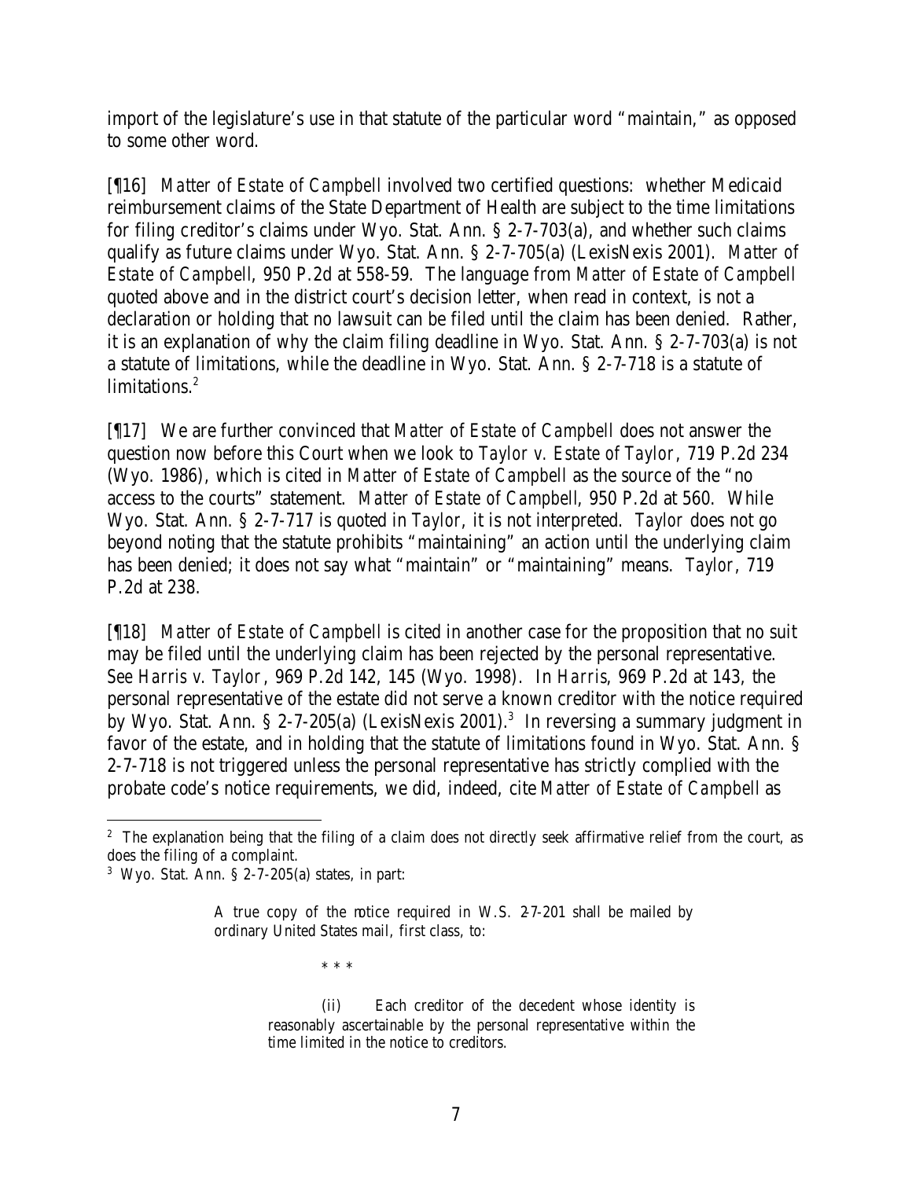import of the legislature's use in that statute of the particular word "maintain," as opposed to some other word.

[¶16] *Matter of Estate of Campbell* involved two certified questions: whether Medicaid reimbursement claims of the State Department of Health are subject to the time limitations for filing creditor's claims under Wyo. Stat. Ann. § 2-7-703(a), and whether such claims qualify as future claims under Wyo. Stat. Ann. § 2-7-705(a) (LexisNexis 2001). *Matter of Estate of Campbell*, 950 P.2d at 558-59. The language from *Matter of Estate of Campbell* quoted above and in the district court's decision letter, when read in context, is not a declaration or holding that no lawsuit can be filed until the claim has been denied. Rather, it is an explanation of why the claim filing deadline in Wyo. Stat. Ann. § 2-7-703(a) is not a statute of limitations, while the deadline in Wyo. Stat. Ann. § 2-7-718 is a statute of limitations.[2]

[¶17] We are further convinced that *Matter of Estate of Campbell* does not answer the question now before this Court when we look to *Taylor v. Estate of Taylor*, 719 P.2d 234 (Wyo. 1986), which is cited in *Matter of Estate of Campbell* as the source of the "no access to the courts" statement. *Matter of Estate of Campbell*, 950 P.2d at 560. While Wyo. Stat. Ann. § 2-7-717 is quoted in *Taylor*, it is not interpreted. *Taylor* does not go beyond noting that the statute prohibits "maintaining" an action until the underlying claim has been denied; it does not say what "maintain" or "maintaining" means. *Taylor*, 719 P.2d at 238.

[¶18] *Matter of Estate of Campbell* is cited in another case for the proposition that no suit may be filed until the underlying claim has been rejected by the personal representative. *See Harris v. Taylor*, 969 P.2d 142, 145 (Wyo. 1998). In *Harris*, 969 P.2d at 143, the personal representative of the estate did not serve a known creditor with the notice required by Wyo. Stat. Ann. § 2-7-205(a) (LexisNexis 2001).[3] In reversing a summary judgment in favor of the estate, and in holding that the statute of limitations found in Wyo. Stat. Ann. § 2-7-718 is not triggered unless the personal representative has strictly complied with the probate code's notice requirements, we did, indeed, cite *Matter of Estate of Campbell* as

---

[2] The explanation being that the filing of a claim does not directly seek affirmative relief from the court, as does the filing of a complaint.

[3] Wyo. Stat. Ann. § 2-7-205(a) states, in part:

> A true copy of the notice required in W.S. 2-7-201 shall be mailed by ordinary United States mail, first class, to:
>
> \* \* \*
>
> (ii) Each creditor of the decedent whose identity is reasonably ascertainable by the personal representative within the time limited in the notice to creditors.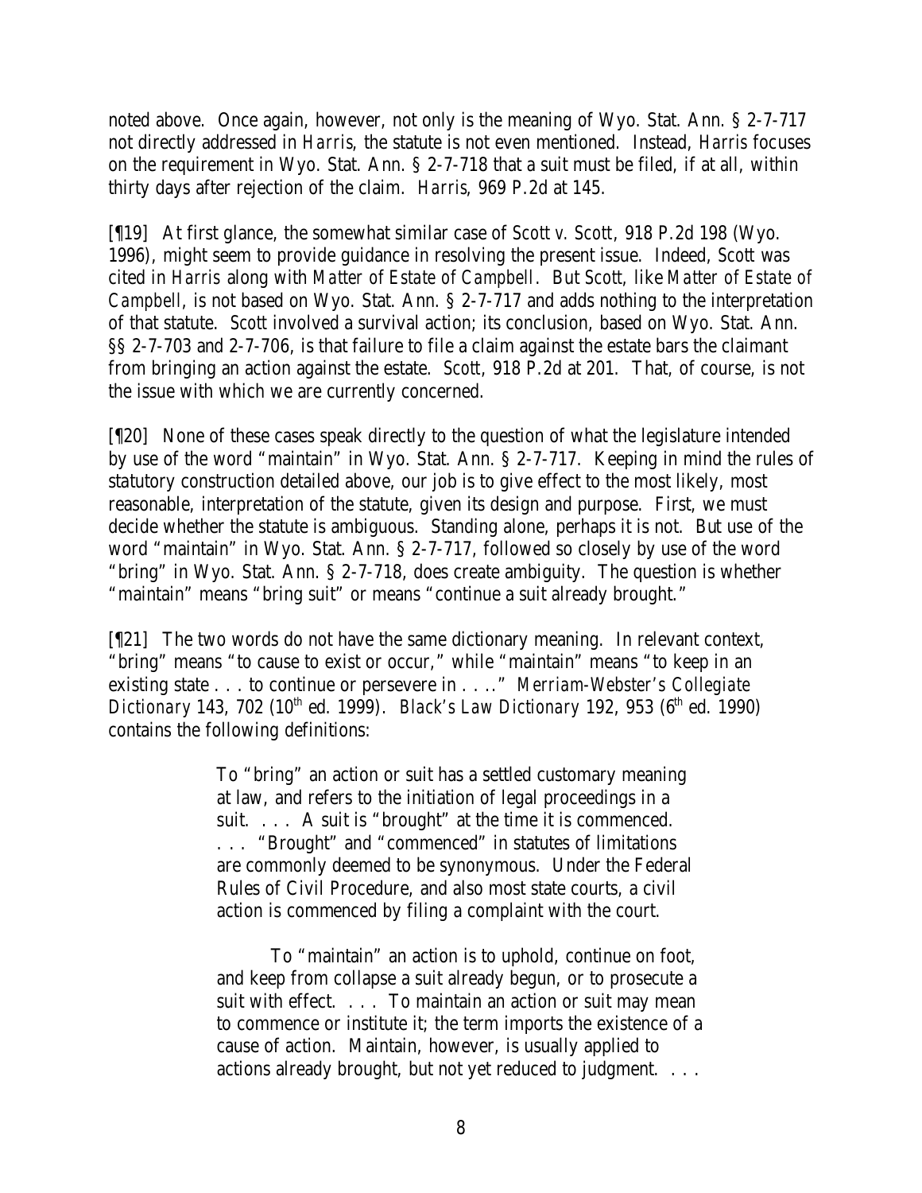noted above. Once again, however, not only is the meaning of Wyo. Stat. Ann. § 2-7-717 not directly addressed in *Harris*, the statute is not even mentioned. Instead, *Harris* focuses on the requirement in Wyo. Stat. Ann. § 2-7-718 that a suit must be filed, if at all, within thirty days after rejection of the claim. *Harris*, 969 P.2d at 145.

[¶19] At first glance, the somewhat similar case of *Scott v. Scott*, 918 P.2d 198 (Wyo. 1996), might seem to provide guidance in resolving the present issue. Indeed, *Scott* was cited in *Harris* along with *Matter of Estate of Campbell*. But *Scott*, like *Matter of Estate of Campbell*, is not based on Wyo. Stat. Ann. § 2-7-717 and adds nothing to the interpretation of that statute. *Scott* involved a survival action; its conclusion, based on Wyo. Stat. Ann. §§ 2-7-703 and 2-7-706, is that failure to file a claim against the estate bars the claimant from bringing an action against the estate. *Scott*, 918 P.2d at 201. That, of course, is not the issue with which we are currently concerned.

[¶20] None of these cases speak directly to the question of what the legislature intended by use of the word "maintain" in Wyo. Stat. Ann. § 2-7-717. Keeping in mind the rules of statutory construction detailed above, our job is to give effect to the most likely, most reasonable, interpretation of the statute, given its design and purpose. First, we must decide whether the statute is ambiguous. Standing alone, perhaps it is not. But use of the word "maintain" in Wyo. Stat. Ann. § 2-7-717, followed so closely by use of the word "bring" in Wyo. Stat. Ann. § 2-7-718, does create ambiguity. The question is whether "maintain" means "bring suit" or means "continue a suit already brought."

[¶21] The two words do not have the same dictionary meaning. In relevant context, "bring" means "to cause to exist or occur," while "maintain" means "to keep in an existing state . . . to continue or persevere in . . .." *Merriam-Webster's Collegiate Dictionary* 143, 702 (10th ed. 1999). *Black's Law Dictionary* 192, 953 (6th ed. 1990) contains the following definitions:

> To "bring" an action or suit has a settled customary meaning at law, and refers to the initiation of legal proceedings in a suit. . . . A suit is "brought" at the time it is commenced. . . . "Brought" and "commenced" in statutes of limitations are commonly deemed to be synonymous. Under the Federal Rules of Civil Procedure, and also most state courts, a civil action is commenced by filing a complaint with the court.
>
> To "maintain" an action is to uphold, continue on foot, and keep from collapse a suit already begun, or to prosecute a suit with effect. . . . To maintain an action or suit may mean to commence or institute it; the term imports the existence of a cause of action. Maintain, however, is usually applied to actions already brought, but not yet reduced to judgment. . . .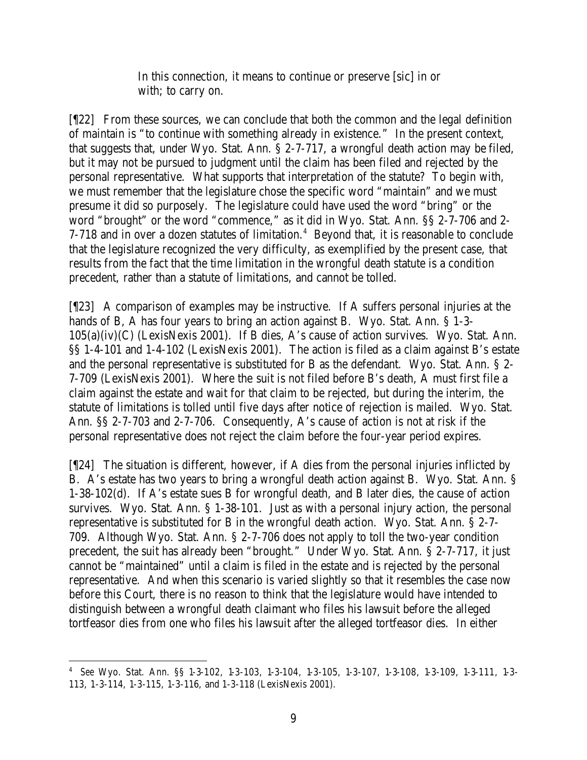> In this connection, it means to continue or preserve [sic] in or with; to carry on.

[¶22] From these sources, we can conclude that both the common and the legal definition of maintain is "to continue with something already in existence." In the present context, that suggests that, under Wyo. Stat. Ann. § 2-7-717, a wrongful death action may be filed, but it may not be pursued to judgment until the claim has been filed and rejected by the personal representative. What supports that interpretation of the statute? To begin with, we must remember that the legislature chose the specific word "maintain" and we must presume it did so purposely. The legislature could have used the word "bring" or the word "brought" or the word "commence," as it did in Wyo. Stat. Ann. §§ 2-7-706 and 2-7-718 and in over a dozen statutes of limitation.[4] Beyond that, it is reasonable to conclude that the legislature recognized the very difficulty, as exemplified by the present case, that results from the fact that the time limitation in the wrongful death statute is a condition precedent, rather than a statute of limitations, and cannot be tolled.

[¶23] A comparison of examples may be instructive. If A suffers personal injuries at the hands of B, A has four years to bring an action against B. Wyo. Stat. Ann. § 1-3-105(a)(iv)(C) (LexisNexis 2001). If B dies, A's cause of action survives. Wyo. Stat. Ann. §§ 1-4-101 and 1-4-102 (LexisNexis 2001). The action is filed as a claim against B's estate and the personal representative is substituted for B as the defendant. Wyo. Stat. Ann. § 2-7-709 (LexisNexis 2001). Where the suit is not filed before B's death, A must first file a claim against the estate and wait for that claim to be rejected, but during the interim, the statute of limitations is tolled until five days after notice of rejection is mailed. Wyo. Stat. Ann. §§ 2-7-703 and 2-7-706. Consequently, A's cause of action is not at risk if the personal representative does not reject the claim before the four-year period expires.

[¶24] The situation is different, however, if A dies from the personal injuries inflicted by B. A's estate has two years to bring a wrongful death action against B. Wyo. Stat. Ann. § 1-38-102(d). If A's estate sues B for wrongful death, and B later dies, the cause of action survives. Wyo. Stat. Ann. § 1-38-101. Just as with a personal injury action, the personal representative is substituted for B in the wrongful death action. Wyo. Stat. Ann. § 2-7-709. Although Wyo. Stat. Ann. § 2-7-706 does not apply to toll the two-year condition precedent, the suit has already been "brought." Under Wyo. Stat. Ann. § 2-7-717, it just cannot be "maintained" until a claim is filed in the estate and is rejected by the personal representative. And when this scenario is varied slightly so that it resembles the case now before this Court, there is no reason to think that the legislature would have intended to distinguish between a wrongful death claimant who files his lawsuit before the alleged tortfeasor dies from one who files his lawsuit after the alleged tortfeasor dies. In either

---

[4] *See* Wyo. Stat. Ann. §§ 1-3-102, 1-3-103, 1-3-104, 1-3-105, 1-3-107, 1-3-108, 1-3-109, 1-3-111, 1-3-113, 1-3-114, 1-3-115, 1-3-116, and 1-3-118 (LexisNexis 2001).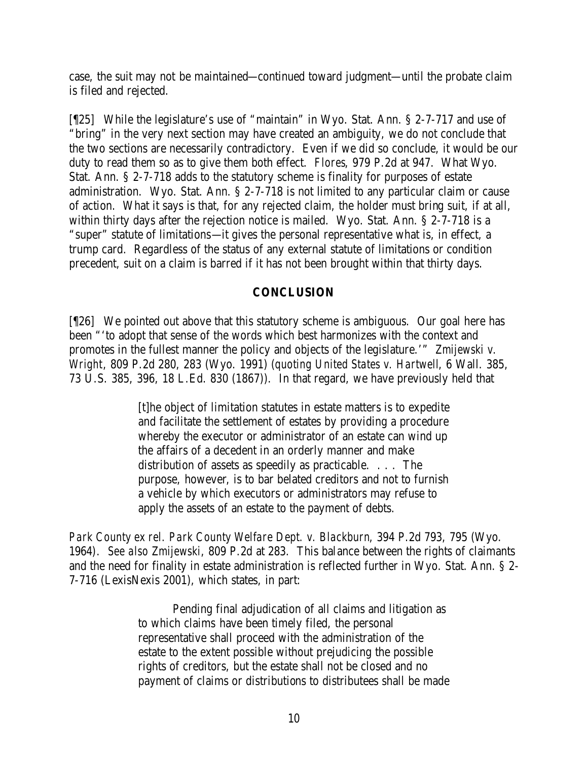case, the suit may not be maintained—continued toward judgment—until the probate claim is filed and rejected.

[¶25] While the legislature's use of "maintain" in Wyo. Stat. Ann. § 2-7-717 and use of "bring" in the very next section may have created an ambiguity, we do not conclude that the two sections are necessarily contradictory. Even if we did so conclude, it would be our duty to read them so as to give them both effect. *Flores*, 979 P.2d at 947. What Wyo. Stat. Ann. § 2-7-718 adds to the statutory scheme is finality for purposes of estate administration. Wyo. Stat. Ann. § 2-7-718 is not limited to any particular claim or cause of action. What it says is that, for any rejected claim, the holder must bring suit, if at all, within thirty days after the rejection notice is mailed. Wyo. Stat. Ann. § 2-7-718 is a "super" statute of limitations—it gives the personal representative what is, in effect, a trump card. Regardless of the status of any external statute of limitations or condition precedent, suit on a claim is barred if it has not been brought within that thirty days.

## CONCLUSION

[¶26] We pointed out above that this statutory scheme is ambiguous. Our goal here has been "'to adopt that sense of the words which best harmonizes with the context and promotes in the fullest manner the policy and objects of the legislature.'" *Zmijewski v. Wright*, 809 P.2d 280, 283 (Wyo. 1991) (*quoting United States v. Hartwell*, 6 Wall. 385, 73 U.S. 385, 396, 18 L.Ed. 830 (1867)). In that regard, we have previously held that

> [t]he object of limitation statutes in estate matters is to expedite and facilitate the settlement of estates by providing a procedure whereby the executor or administrator of an estate can wind up the affairs of a decedent in an orderly manner and make distribution of assets as speedily as practicable. . . . The purpose, however, is to bar belated creditors and not to furnish a vehicle by which executors or administrators may refuse to apply the assets of an estate to the payment of debts.

*Park County ex rel. Park County Welfare Dept. v. Blackburn*, 394 P.2d 793, 795 (Wyo. 1964). *See also Zmijewski*, 809 P.2d at 283. This balance between the rights of claimants and the need for finality in estate administration is reflected further in Wyo. Stat. Ann. § 2-7-716 (LexisNexis 2001), which states, in part:

> Pending final adjudication of all claims and litigation as to which claims have been timely filed, the personal representative shall proceed with the administration of the estate to the extent possible without prejudicing the possible rights of creditors, but the estate shall not be closed and no payment of claims or distributions to distributees shall be made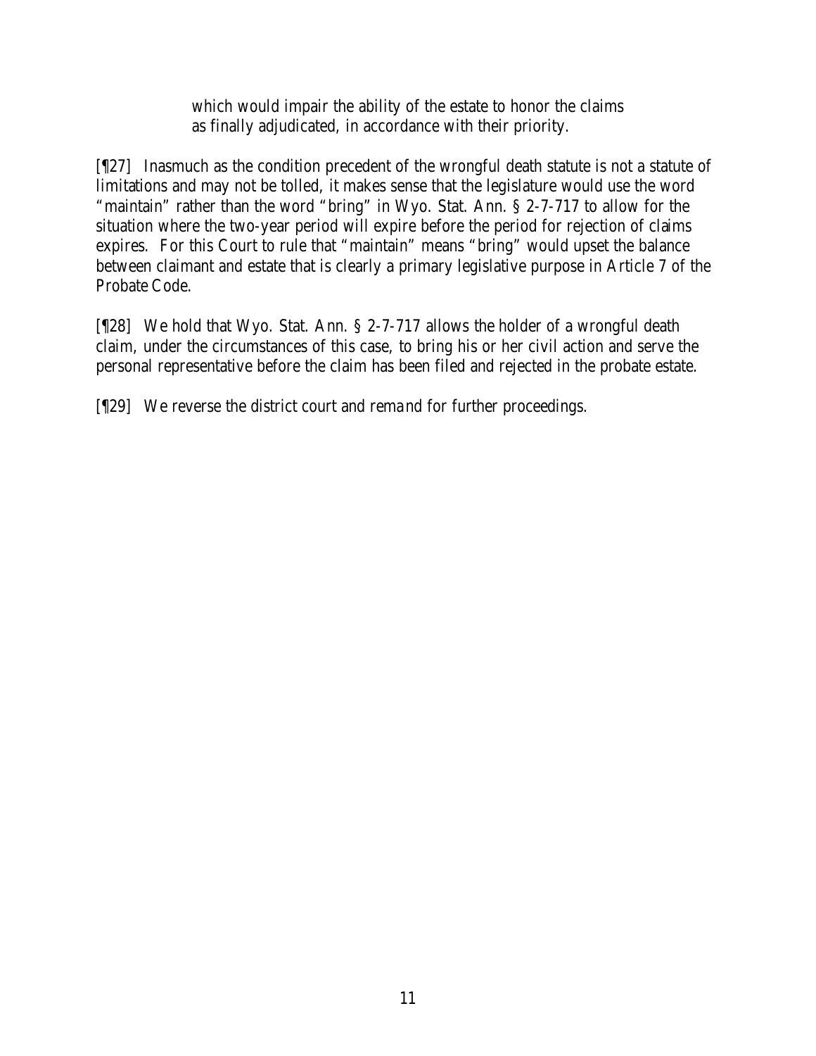> which would impair the ability of the estate to honor the claims as finally adjudicated, in accordance with their priority.

[¶27] Inasmuch as the condition precedent of the wrongful death statute is not a statute of limitations and may not be tolled, it makes sense that the legislature would use the word "maintain" rather than the word "bring" in Wyo. Stat. Ann. § 2-7-717 to allow for the situation where the two-year period will expire before the period for rejection of claims expires. For this Court to rule that "maintain" means "bring" would upset the balance between claimant and estate that is clearly a primary legislative purpose in Article 7 of the Probate Code.

[¶28] We hold that Wyo. Stat. Ann. § 2-7-717 allows the holder of a wrongful death claim, under the circumstances of this case, to bring his or her civil action and serve the personal representative before the claim has been filed and rejected in the probate estate.

[¶29] We reverse the district court and remand for further proceedings.